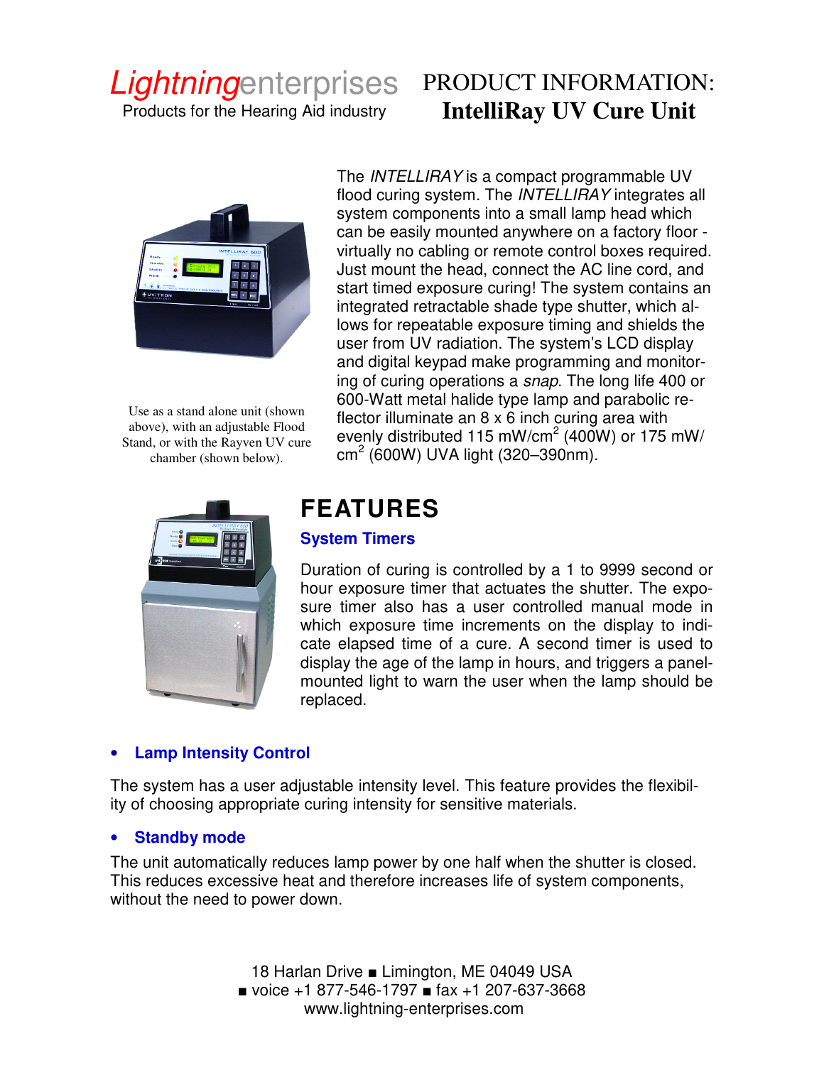*Lightning*enterprises
Products for the Hearing Aid industry

# PRODUCT INFORMATION: IntelliRay UV Cure Unit

Use as a stand alone unit (shown above), with an adjustable Flood Stand, or with the Rayven UV cure chamber (shown below).

The *INTELLIRAY* is a compact programmable UV flood curing system. The *INTELLIRAY* integrates all system components into a small lamp head which can be easily mounted anywhere on a factory floor - virtually no cabling or remote control boxes required. Just mount the head, connect the AC line cord, and start timed exposure curing! The system contains an integrated retractable shade type shutter, which allows for repeatable exposure timing and shields the user from UV radiation. The system's LCD display and digital keypad make programming and monitoring of curing operations a *snap*. The long life 400 or 600-Watt metal halide type lamp and parabolic reflector illuminate an 8 x 6 inch curing area with evenly distributed 115 mW/cm$^2$ (400W) or 175 mW/cm$^2$ (600W) UVA light (320–390nm).

## FEATURES

### System Timers

Duration of curing is controlled by a 1 to 9999 second or hour exposure timer that actuates the shutter. The exposure timer also has a user controlled manual mode in which exposure time increments on the display to indicate elapsed time of a cure. A second timer is used to display the age of the lamp in hours, and triggers a panel-mounted light to warn the user when the lamp should be replaced.

- ### Lamp Intensity Control

The system has a user adjustable intensity level. This feature provides the flexibility of choosing appropriate curing intensity for sensitive materials.

- ### Standby mode

The unit automatically reduces lamp power by one half when the shutter is closed. This reduces excessive heat and therefore increases life of system components, without the need to power down.

18 Harlan Drive ■ Limington, ME 04049 USA
■ voice +1 877-546-1797 ■ fax +1 207-637-3668
www.lightning-enterprises.com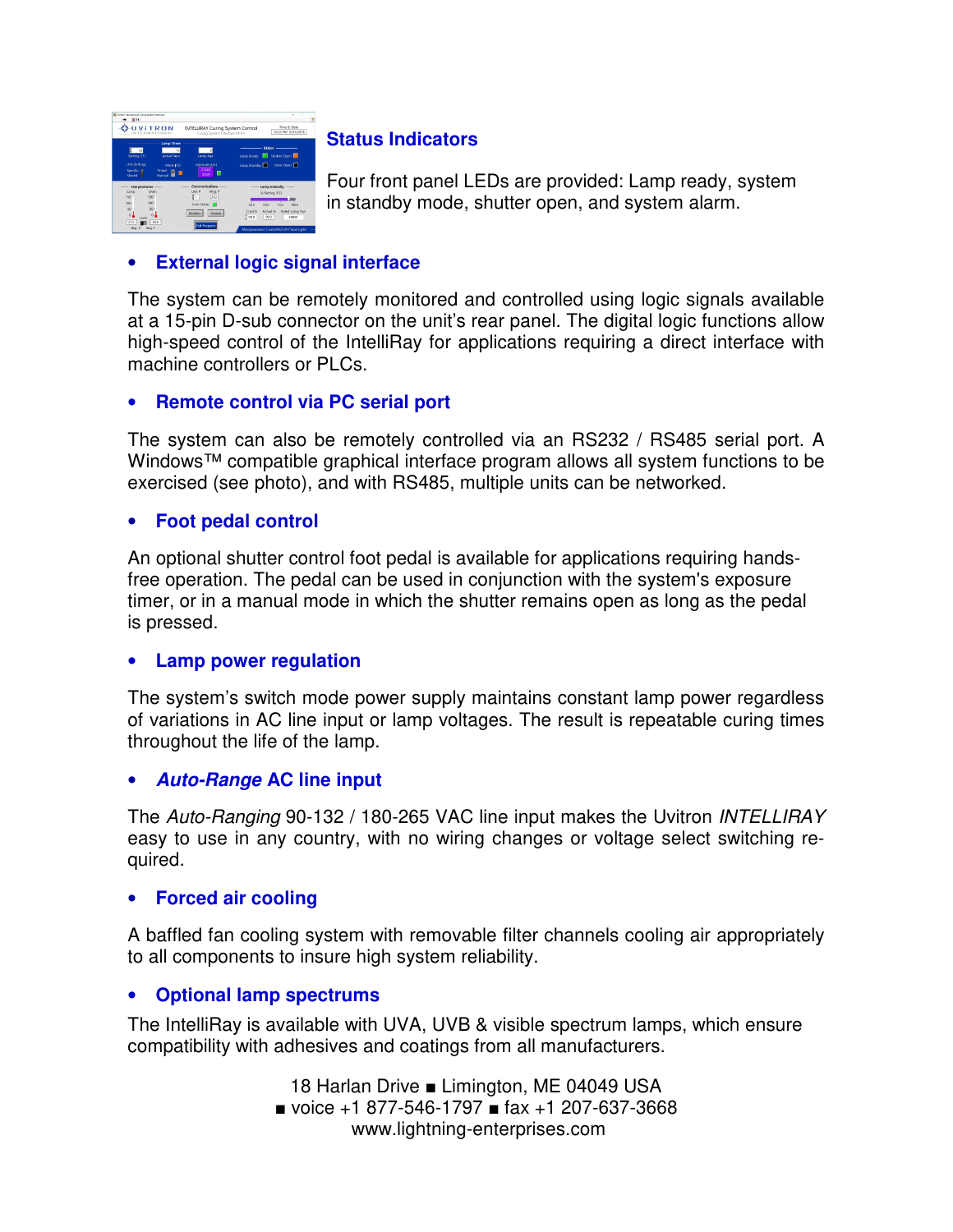### Status Indicators

Four front panel LEDs are provided: Lamp ready, system in standby mode, shutter open, and system alarm.

- ### External logic signal interface

The system can be remotely monitored and controlled using logic signals available at a 15-pin D-sub connector on the unit's rear panel. The digital logic functions allow high-speed control of the IntelliRay for applications requiring a direct interface with machine controllers or PLCs.

- ### Remote control via PC serial port

The system can also be remotely controlled via an RS232 / RS485 serial port. A Windows™ compatible graphical interface program allows all system functions to be exercised (see photo), and with RS485, multiple units can be networked.

- ### Foot pedal control

An optional shutter control foot pedal is available for applications requiring hands-free operation. The pedal can be used in conjunction with the system's exposure timer, or in a manual mode in which the shutter remains open as long as the pedal is pressed.

- ### Lamp power regulation

The system's switch mode power supply maintains constant lamp power regardless of variations in AC line input or lamp voltages. The result is repeatable curing times throughout the life of the lamp.

- ### *Auto-Range* AC line input

The *Auto-Ranging* 90-132 / 180-265 VAC line input makes the Uvitron *INTELLIRAY* easy to use in any country, with no wiring changes or voltage select switching required.

- ### Forced air cooling

A baffled fan cooling system with removable filter channels cooling air appropriately to all components to insure high system reliability.

- ### Optional lamp spectrums

The IntelliRay is available with UVA, UVB & visible spectrum lamps, which ensure compatibility with adhesives and coatings from all manufacturers.

18 Harlan Drive ■ Limington, ME 04049 USA
■ voice +1 877-546-1797 ■ fax +1 207-637-3668
www.lightning-enterprises.com